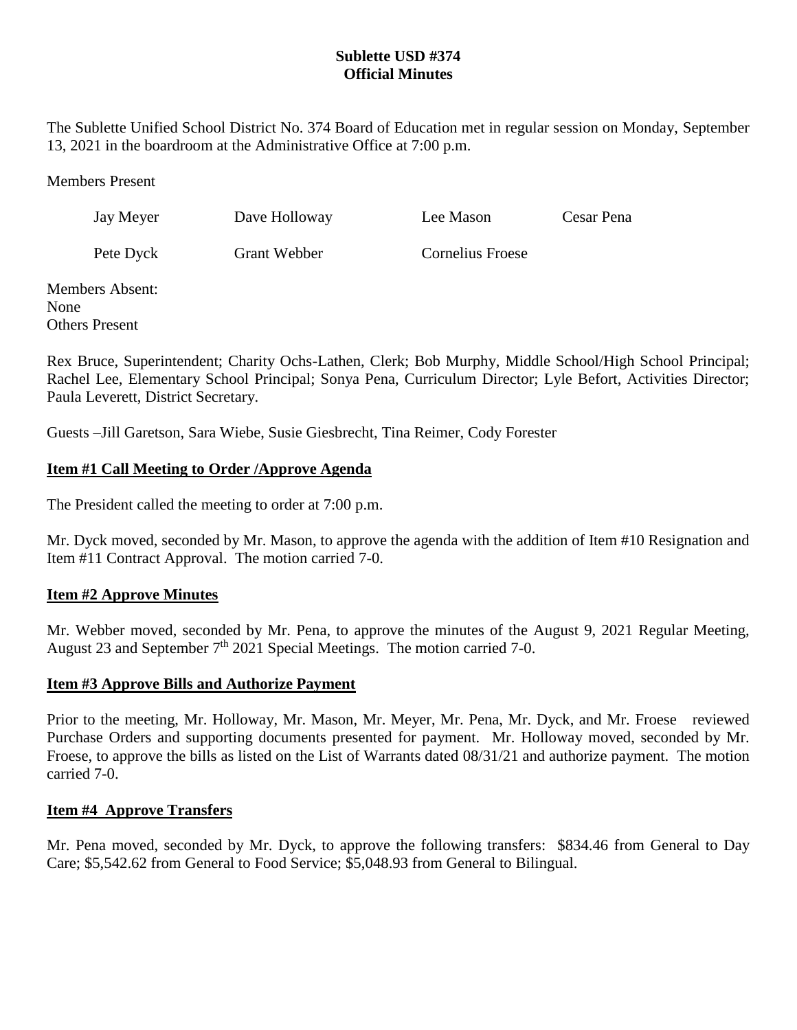**Sublette USD #374**
**Official Minutes**

The Sublette Unified School District No. 374 Board of Education met in regular session on Monday, September 13, 2021 in the boardroom at the Administrative Office at 7:00 p.m.

Members Present

| Jay Meyer | Dave Holloway | Lee Mason | Cesar Pena |
|---|---|---|---|
| Pete Dyck | Grant Webber | Cornelius Froese | |

Members Absent:
None
Others Present

Rex Bruce, Superintendent; Charity Ochs-Lathen, Clerk; Bob Murphy, Middle School/High School Principal; Rachel Lee, Elementary School Principal; Sonya Pena, Curriculum Director; Lyle Befort, Activities Director; Paula Leverett, District Secretary.

Guests –Jill Garetson, Sara Wiebe, Susie Giesbrecht, Tina Reimer, Cody Forester

**Item #1 Call Meeting to Order /Approve Agenda**

The President called the meeting to order at 7:00 p.m.

Mr. Dyck moved, seconded by Mr. Mason, to approve the agenda with the addition of Item #10 Resignation and Item #11 Contract Approval. The motion carried 7-0.

**Item #2 Approve Minutes**

Mr. Webber moved, seconded by Mr. Pena, to approve the minutes of the August 9, 2021 Regular Meeting, August 23 and September 7th 2021 Special Meetings. The motion carried 7-0.

**Item #3 Approve Bills and Authorize Payment**

Prior to the meeting, Mr. Holloway, Mr. Mason, Mr. Meyer, Mr. Pena, Mr. Dyck, and Mr. Froese reviewed Purchase Orders and supporting documents presented for payment. Mr. Holloway moved, seconded by Mr. Froese, to approve the bills as listed on the List of Warrants dated 08/31/21 and authorize payment. The motion carried 7-0.

**Item #4 Approve Transfers**

Mr. Pena moved, seconded by Mr. Dyck, to approve the following transfers: $834.46 from General to Day Care; $5,542.62 from General to Food Service; $5,048.93 from General to Bilingual.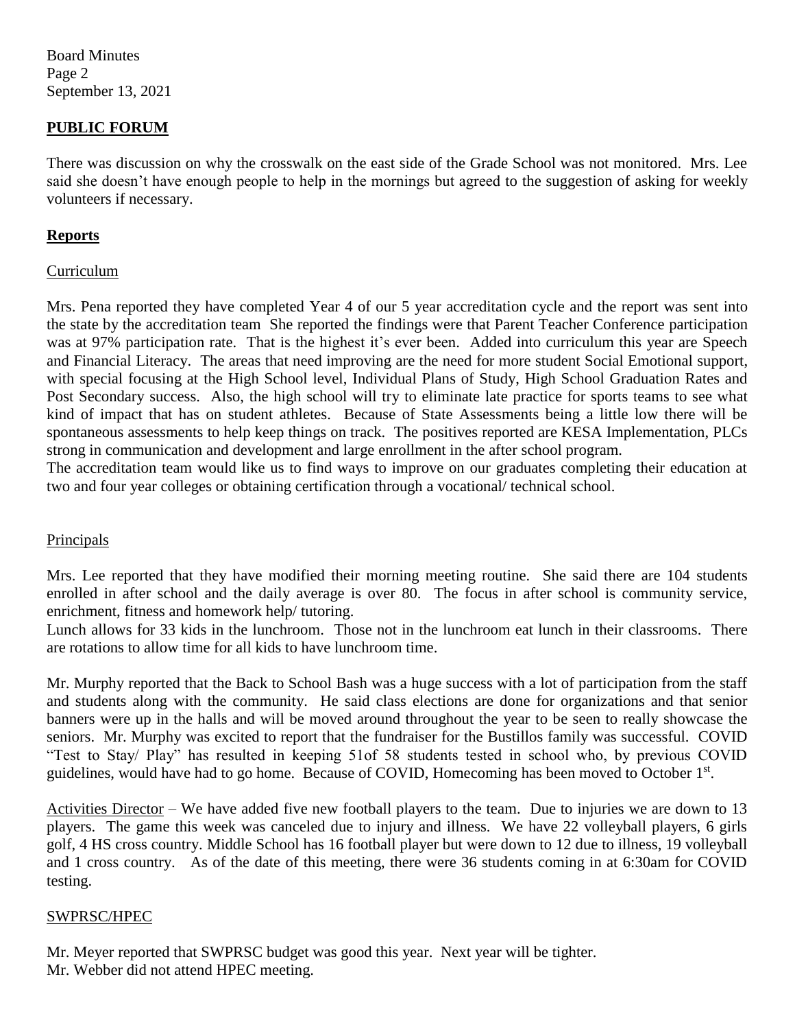## PUBLIC FORUM

There was discussion on why the crosswalk on the east side of the Grade School was not monitored. Mrs. Lee said she doesn't have enough people to help in the mornings but agreed to the suggestion of asking for weekly volunteers if necessary.

## Reports

### Curriculum

Mrs. Pena reported they have completed Year 4 of our 5 year accreditation cycle and the report was sent into the state by the accreditation team She reported the findings were that Parent Teacher Conference participation was at 97% participation rate. That is the highest it's ever been. Added into curriculum this year are Speech and Financial Literacy. The areas that need improving are the need for more student Social Emotional support, with special focusing at the High School level, Individual Plans of Study, High School Graduation Rates and Post Secondary success. Also, the high school will try to eliminate late practice for sports teams to see what kind of impact that has on student athletes. Because of State Assessments being a little low there will be spontaneous assessments to help keep things on track. The positives reported are KESA Implementation, PLCs strong in communication and development and large enrollment in the after school program.

The accreditation team would like us to find ways to improve on our graduates completing their education at two and four year colleges or obtaining certification through a vocational/ technical school.

### Principals

Mrs. Lee reported that they have modified their morning meeting routine. She said there are 104 students enrolled in after school and the daily average is over 80. The focus in after school is community service, enrichment, fitness and homework help/ tutoring.

Lunch allows for 33 kids in the lunchroom. Those not in the lunchroom eat lunch in their classrooms. There are rotations to allow time for all kids to have lunchroom time.

Mr. Murphy reported that the Back to School Bash was a huge success with a lot of participation from the staff and students along with the community. He said class elections are done for organizations and that senior banners were up in the halls and will be moved around throughout the year to be seen to really showcase the seniors. Mr. Murphy was excited to report that the fundraiser for the Bustillos family was successful. COVID "Test to Stay/ Play" has resulted in keeping 51of 58 students tested in school who, by previous COVID guidelines, would have had to go home. Because of COVID, Homecoming has been moved to October 1st.

Activities Director – We have added five new football players to the team. Due to injuries we are down to 13 players. The game this week was canceled due to injury and illness. We have 22 volleyball players, 6 girls golf, 4 HS cross country. Middle School has 16 football player but were down to 12 due to illness, 19 volleyball and 1 cross country. As of the date of this meeting, there were 36 students coming in at 6:30am for COVID testing.

### SWPRSC/HPEC

Mr. Meyer reported that SWPRSC budget was good this year. Next year will be tighter.
Mr. Webber did not attend HPEC meeting.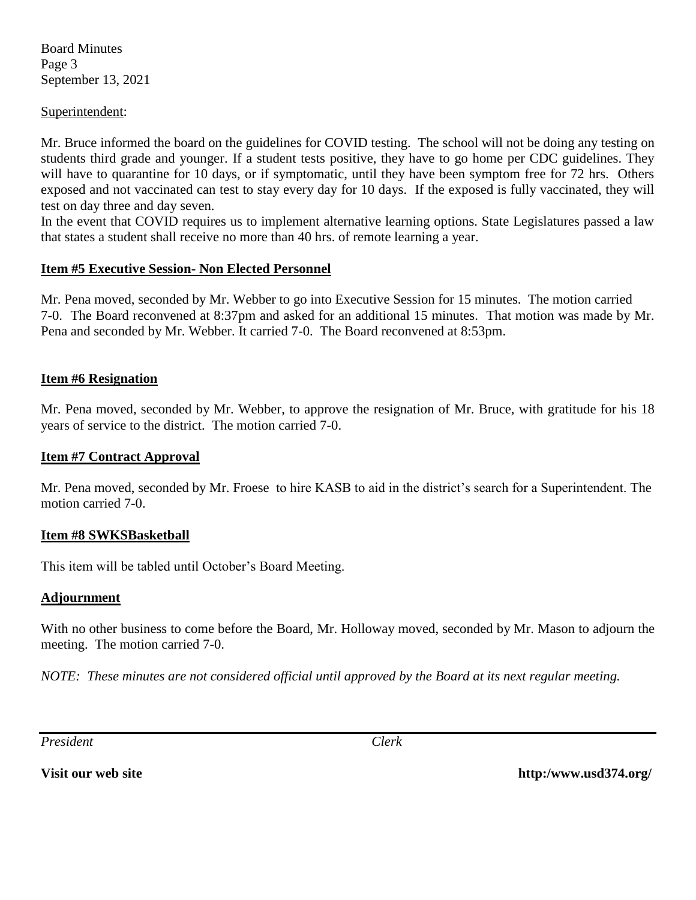Superintendent:

Mr. Bruce informed the board on the guidelines for COVID testing. The school will not be doing any testing on students third grade and younger. If a student tests positive, they have to go home per CDC guidelines. They will have to quarantine for 10 days, or if symptomatic, until they have been symptom free for 72 hrs. Others exposed and not vaccinated can test to stay every day for 10 days. If the exposed is fully vaccinated, they will test on day three and day seven.

In the event that COVID requires us to implement alternative learning options. State Legislatures passed a law that states a student shall receive no more than 40 hrs. of remote learning a year.

**Item #5 Executive Session- Non Elected Personnel**

Mr. Pena moved, seconded by Mr. Webber to go into Executive Session for 15 minutes. The motion carried 7-0. The Board reconvened at 8:37pm and asked for an additional 15 minutes. That motion was made by Mr. Pena and seconded by Mr. Webber. It carried 7-0. The Board reconvened at 8:53pm.

**Item #6 Resignation**

Mr. Pena moved, seconded by Mr. Webber, to approve the resignation of Mr. Bruce, with gratitude for his 18 years of service to the district. The motion carried 7-0.

**Item #7 Contract Approval**

Mr. Pena moved, seconded by Mr. Froese to hire KASB to aid in the district's search for a Superintendent. The motion carried 7-0.

**Item #8 SWKSBasketball**

This item will be tabled until October's Board Meeting.

**Adjournment**

With no other business to come before the Board, Mr. Holloway moved, seconded by Mr. Mason to adjourn the meeting. The motion carried 7-0.

*NOTE: These minutes are not considered official until approved by the Board at its next regular meeting.*

*President* *Clerk*

**Visit our web site** **http:/www.usd374.org/**